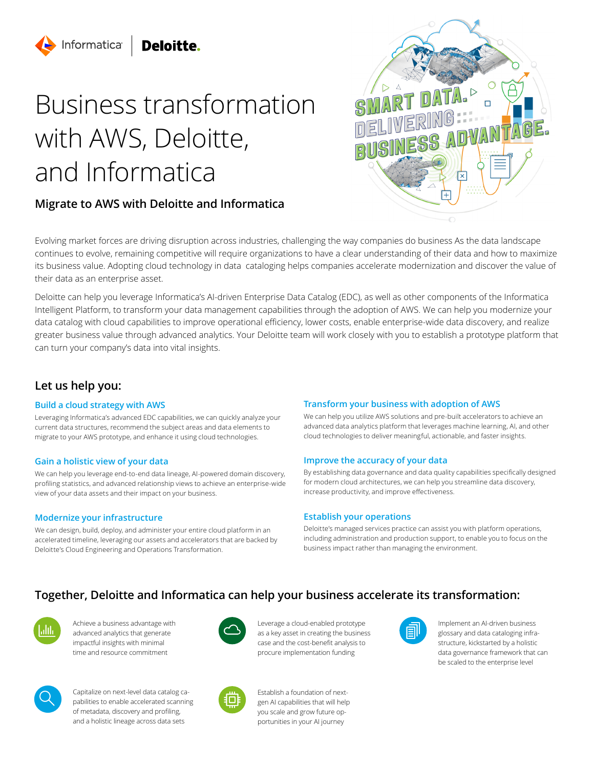Informatica | Deloitte.

# Business transformation with AWS, Deloitte, and Informatica

## Migrate to AWS with Deloitte and Informatica

Evolving market forces are driving disruption across industries, challenging the way companies do business As the data landscape continues to evolve, remaining competitive will require organizations to have a clear understanding of their data and how to maximize its business value. Adopting cloud technology in data cataloging helps companies accelerate modernization and discover the value of their data as an enterprise asset.

Deloitte can help you leverage Informatica's AI-driven Enterprise Data Catalog (EDC), as well as other components of the Informatica Intelligent Platform, to transform your data management capabilities through the adoption of AWS. We can help you modernize your data catalog with cloud capabilities to improve operational efficiency, lower costs, enable enterprise-wide data discovery, and realize greater business value through advanced analytics. Your Deloitte team will work closely with you to establish a prototype platform that can turn your company's data into vital insights.

## Let us help you:

### Build a cloud strategy with AWS

Leveraging Informatica's advanced EDC capabilities, we can quickly analyze your current data structures, recommend the subject areas and data elements to migrate to your AWS prototype, and enhance it using cloud technologies.

### Gain a holistic view of your data

We can help you leverage end-to-end data lineage, AI-powered domain discovery, profiling statistics, and advanced relationship views to achieve an enterprise-wide view of your data assets and their impact on your business.

### Modernize your infrastructure

We can design, build, deploy, and administer your entire cloud platform in an accelerated timeline, leveraging our assets and accelerators that are backed by Deloitte's Cloud Engineering and Operations Transformation.

### Transform your business with adoption of AWS

We can help you utilize AWS solutions and pre-built accelerators to achieve an advanced data analytics platform that leverages machine learning, AI, and other cloud technologies to deliver meaningful, actionable, and faster insights.

### Improve the accuracy of your data

By establishing data governance and data quality capabilities specifically designed for modern cloud architectures, we can help you streamline data discovery, increase productivity, and improve effectiveness.

### Establish your operations

Deloitte's managed services practice can assist you with platform operations, including administration and production support, to enable you to focus on the business impact rather than managing the environment.

## Together, Deloitte and Informatica can help your business accelerate its transformation:

- Achieve a business advantage with advanced analytics that generate impactful insights with minimal time and resource commitment
- Leverage a cloud-enabled prototype as a key asset in creating the business case and the cost-benefit analysis to procure implementation funding
- Implement an AI-driven business glossary and data cataloging infrastructure, kickstarted by a holistic data governance framework that can be scaled to the enterprise level
- Capitalize on next-level data catalog capabilities to enable accelerated scanning of metadata, discovery and profiling, and a holistic lineage across data sets
- Establish a foundation of next-gen AI capabilities that will help you scale and grow future opportunities in your AI journey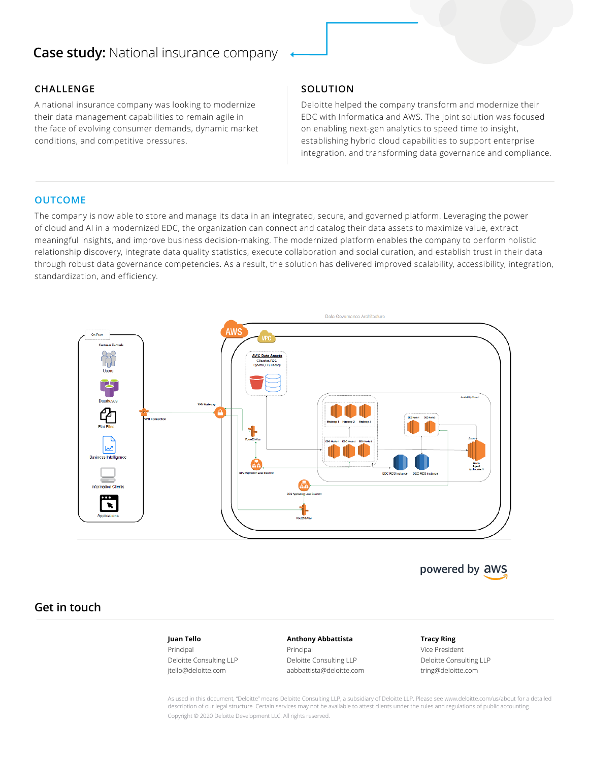# **Case study:** National insurance company

## CHALLENGE

A national insurance company was looking to modernize their data management capabilities to remain agile in the face of evolving consumer demands, dynamic market conditions, and competitive pressures.

## SOLUTION

Deloitte helped the company transform and modernize their EDC with Informatica and AWS. The joint solution was focused on enabling next-gen analytics to speed time to insight, establishing hybrid cloud capabilities to support enterprise integration, and transforming data governance and compliance.

## OUTCOME

The company is now able to store and manage its data in an integrated, secure, and governed platform. Leveraging the power of cloud and AI in a modernized EDC, the organization can connect and catalog their data assets to maximize value, extract meaningful insights, and improve business decision-making. The modernized platform enables the company to perform holistic relationship discovery, integrate data quality statistics, execute collaboration and social curation, and establish trust in their data through robust data governance competencies. As a result, the solution has delivered improved scalability, accessibility, integration, standardization, and efficiency.

Data Governance Architecture

On-Prem
Customer Network
Users
Databases
Flat Files
Business Intelligence
Informatica Clients
Applications

VPN Connection
VPN Gateway

AWS
VPC

AWS Data Assets
S3 bucket, RDS, Dynamo DB, Hadoop

Availability Zone 1
Hadoop 1
Hadoop 2
Hadoop 3
EDC Node 1
EDC Node 2
EDC Node 3
EDQ Node 1
EDQ Node 2
EDC RDS Instance
EDQ RDS Instance
Axon
Axon Agent (colocated)

Route53 Alias
EDC Application Load Balancer
EDQ Application Load Balancer
Route53 Alias

powered by aws

## Get in touch

**Juan Tello**
Principal
Deloitte Consulting LLP
jtello@deloitte.com

**Anthony Abbattista**
Principal
Deloitte Consulting LLP
aabbattista@deloitte.com

**Tracy Ring**
Vice President
Deloitte Consulting LLP
tring@deloitte.com

As used in this document, "Deloitte" means Deloitte Consulting LLP, a subsidiary of Deloitte LLP. Please see www.deloitte.com/us/about for a detailed description of our legal structure. Certain services may not be available to attest clients under the rules and regulations of public accounting.

Copyright © 2020 Deloitte Development LLC. All rights reserved.